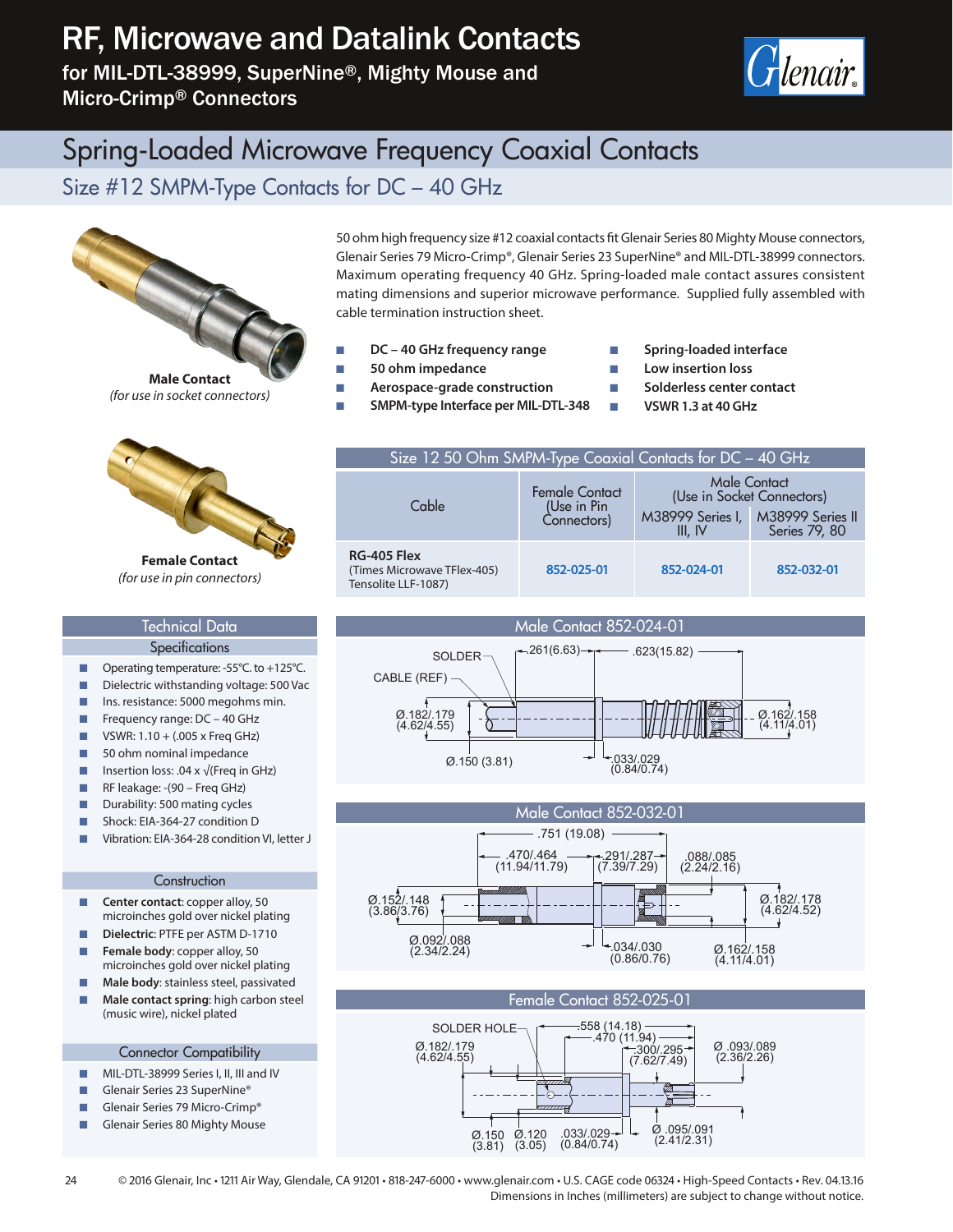# RF, Microwave and Datalink Contacts

for MIL-DTL-38999, SuperNine®, Mighty Mouse and Micro-Crimp® Connectors

## Spring-Loaded Microwave Frequency Coaxial Contacts

### Size #12 SMPM-Type Contacts for DC – 40 GHz

**Male Contact**
*(for use in socket connectors)*

**Female Contact**
*(for use in pin connectors)*

50 ohm high frequency size #12 coaxial contacts fit Glenair Series 80 Mighty Mouse connectors, Glenair Series 79 Micro-Crimp®, Glenair Series 23 SuperNine® and MIL-DTL-38999 connectors. Maximum operating frequency 40 GHz. Spring-loaded male contact assures consistent mating dimensions and superior microwave performance. Supplied fully assembled with cable termination instruction sheet.

- **DC – 40 GHz frequency range**
- **50 ohm impedance**
- **Aerospace-grade construction**
- **SMPM-type Interface per MIL-DTL-348**
- **Spring-loaded interface**
- **Low insertion loss**
- **Solderless center contact**
- **VSWR 1.3 at 40 GHz**

#### Size 12 50 Ohm SMPM-Type Coaxial Contacts for DC – 40 GHz

| Cable | Female Contact (Use in Pin Connectors) | Male Contact (Use in Socket Connectors) | |
|---|---|---|---|
| | | M38999 Series I, III, IV | M38999 Series II Series 79, 80 |
| **RG-405 Flex** (Times Microwave TFlex-405) Tensolite LLF-1087) | 852-025-01 | 852-024-01 | 852-032-01 |

#### Technical Data

##### Specifications

- Operating temperature: -55°C. to +125°C.
- Dielectric withstanding voltage: 500 Vac
- Ins. resistance: 5000 megohms min.
- Frequency range: DC – 40 GHz
- VSWR: 1.10 + (.005 x Freq GHz)
- 50 ohm nominal impedance
- Insertion loss: .04 x $\sqrt{\text{Freq in GHz}}$
- RF leakage: -(90 – Freq GHz)
- Durability: 500 mating cycles
- Shock: EIA-364-27 condition D
- Vibration: EIA-364-28 condition VI, letter J

##### Construction

- **Center contact**: copper alloy, 50 microinches gold over nickel plating
- **Dielectric**: PTFE per ASTM D-1710
- **Female body**: copper alloy, 50 microinches gold over nickel plating
- **Male body**: stainless steel, passivated
- **Male contact spring**: high carbon steel (music wire), nickel plated

##### Connector Compatibility

- MIL-DTL-38999 Series I, II, III and IV
- Glenair Series 23 SuperNine®
- Glenair Series 79 Micro-Crimp®
- Glenair Series 80 Mighty Mouse

#### Male Contact 852-024-01

SOLDER; CABLE (REF); .261(6.63); .623(15.82); Ø.182/.179 (4.62/4.55); Ø.162/.158 (4.11/4.01); Ø.150 (3.81); .033/.029 (0.84/0.74)

#### Male Contact 852-032-01

.751 (19.08); .470/.464 (11.94/11.79); .291/.287 (7.39/7.29); .088/.085 (2.24/2.16); Ø.152/.148 (3.86/3.76); Ø.182/.178 (4.62/4.52); Ø.092/.088 (2.34/2.24); .034/.030 (0.86/0.76); Ø.162/.158 (4.11/4.01)

#### Female Contact 852-025-01

SOLDER HOLE; .558 (14.18); .470 (11.94); Ø.182/.179 (4.62/4.55); .300/.295 (7.62/7.49); Ø .093/.089 (2.36/2.26); Ø.150 (3.81); Ø.120 (3.05); .033/.029 (0.84/0.74); Ø .095/.091 (2.41/2.31)

© 2016 Glenair, Inc • 1211 Air Way, Glendale, CA 91201 • 818-247-6000 • www.glenair.com • U.S. CAGE code 06324 • High-Speed Contacts • Rev. 04.13.16
Dimensions in Inches (millimeters) are subject to change without notice.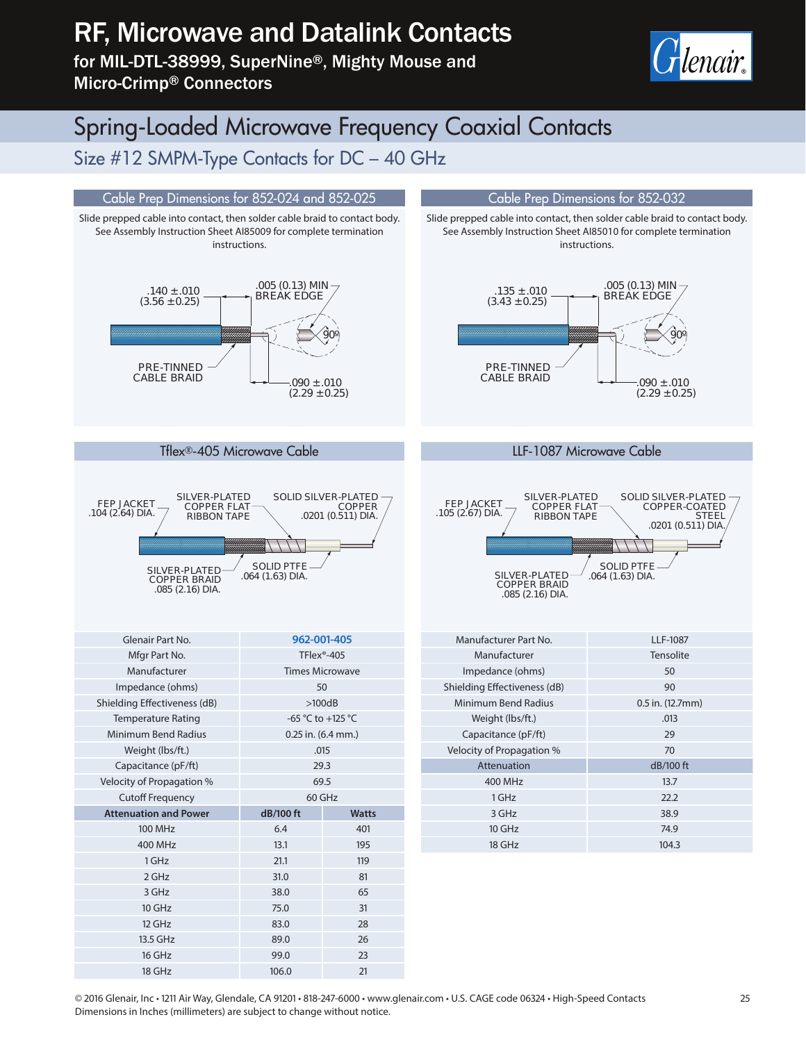# RF, Microwave and Datalink Contacts

for MIL-DTL-38999, SuperNine®, Mighty Mouse and Micro-Crimp® Connectors

## Spring-Loaded Microwave Frequency Coaxial Contacts

### Size #12 SMPM-Type Contacts for DC – 40 GHz

#### Cable Prep Dimensions for 852-024 and 852-025

Slide prepped cable into contact, then solder cable braid to contact body. See Assembly Instruction Sheet AI85009 for complete termination instructions.

.140 ±.010
(3.56 ±0.25)
.005 (0.13) MIN
BREAK EDGE
90°
PRE-TINNED
CABLE BRAID
.090 ±.010
(2.29 ±0.25)

#### Cable Prep Dimensions for 852-032

Slide prepped cable into contact, then solder cable braid to contact body. See Assembly Instruction Sheet AI85010 for complete termination instructions.

.135 ±.010
(3.43 ±0.25)
.005 (0.13) MIN
BREAK EDGE
90°
PRE-TINNED
CABLE BRAID
.090 ±.010
(2.29 ±0.25)

#### Tflex®-405 Microwave Cable

FEP JACKET
.104 (2.64) DIA.
SILVER-PLATED
COPPER FLAT
RIBBON TAPE
SOLID SILVER-PLATED
COPPER
.0201 (0.511) DIA.
SILVER-PLATED
COPPER BRAID
.085 (2.16) DIA.
SOLID PTFE
.064 (1.63) DIA.

| Glenair Part No. | 962-001-405 | |
|---|---|---|
| Mfgr Part No. | TFlex®-405 | |
| Manufacturer | Times Microwave | |
| Impedance (ohms) | 50 | |
| Shielding Effectiveness (dB) | >100dB | |
| Temperature Rating | -65 °C to +125 °C | |
| Minimum Bend Radius | 0.25 in. (6.4 mm.) | |
| Weight (lbs/ft.) | .015 | |
| Capacitance (pF/ft) | 29.3 | |
| Velocity of Propagation % | 69.5 | |
| Cutoff Frequency | 60 GHz | |
| **Attenuation and Power** | **dB/100 ft** | **Watts** |
| 100 MHz | 6.4 | 401 |
| 400 MHz | 13.1 | 195 |
| 1 GHz | 21.1 | 119 |
| 2 GHz | 31.0 | 81 |
| 3 GHz | 38.0 | 65 |
| 10 GHz | 75.0 | 31 |
| 12 GHz | 83.0 | 28 |
| 13.5 GHz | 89.0 | 26 |
| 16 GHz | 99.0 | 23 |
| 18 GHz | 106.0 | 21 |

#### LLF-1087 Microwave Cable

FEP JACKET
.105 (2.67) DIA.
SILVER-PLATED
COPPER FLAT
RIBBON TAPE
SOLID SILVER-PLATED
COPPER-COATED
STEEL
.0201 (0.511) DIA.
SILVER-PLATED
COPPER BRAID
.085 (2.16) DIA.
SOLID PTFE
.064 (1.63) DIA.

| Manufacturer Part No. | LLF-1087 |
|---|---|
| Manufacturer | Tensolite |
| Impedance (ohms) | 50 |
| Shielding Effectiveness (dB) | 90 |
| Minimum Bend Radius | 0.5 in. (12.7mm) |
| Weight (lbs/ft.) | .013 |
| Capacitance (pF/ft) | 29 |
| Velocity of Propagation % | 70 |
| Attenuation | dB/100 ft |
| 400 MHz | 13.7 |
| 1 GHz | 22.2 |
| 3 GHz | 38.9 |
| 10 GHz | 74.9 |
| 18 GHz | 104.3 |

© 2016 Glenair, Inc • 1211 Air Way, Glendale, CA 91201 • 818-247-6000 • www.glenair.com • U.S. CAGE code 06324 • High-Speed Contacts
Dimensions in Inches (millimeters) are subject to change without notice.